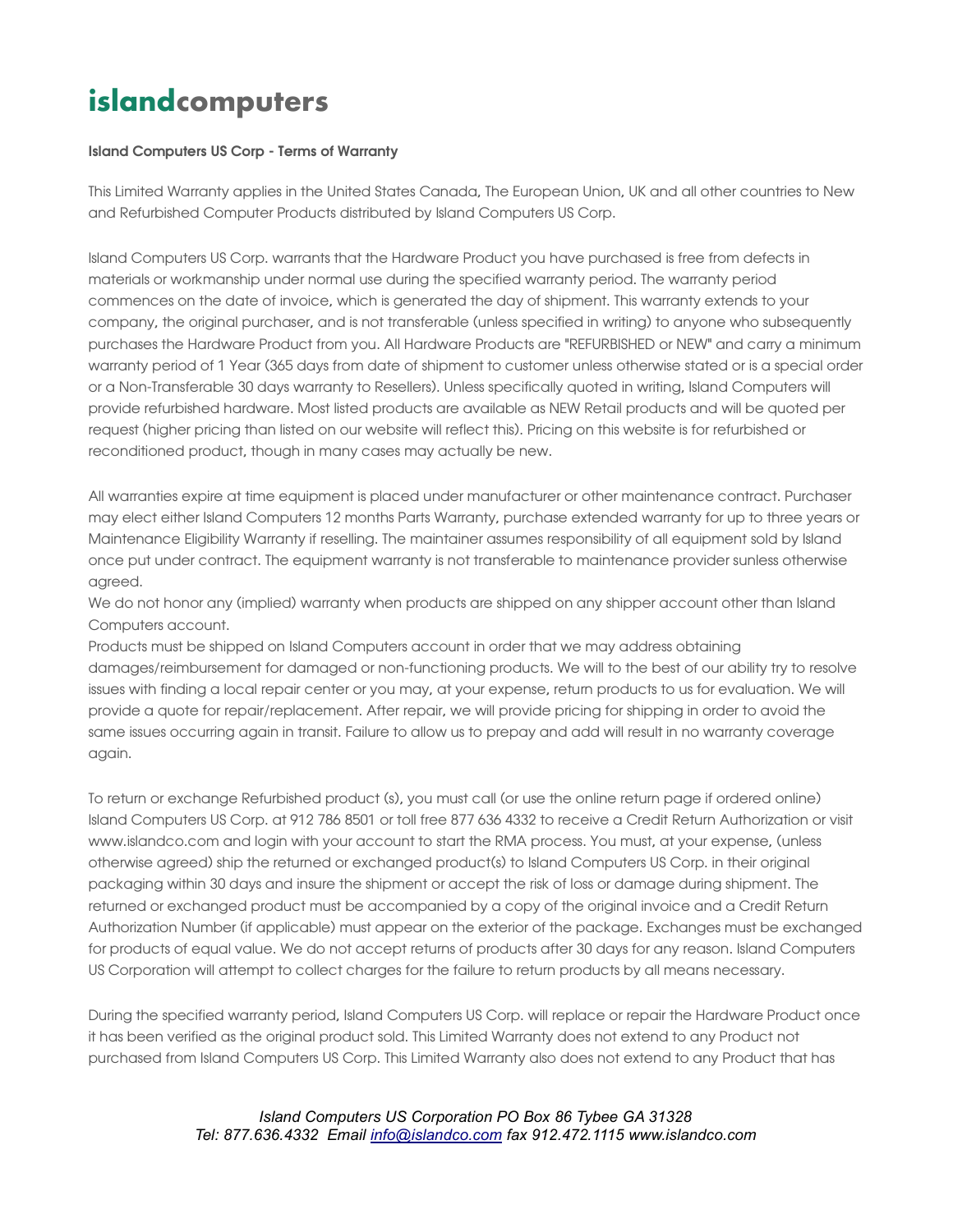# islandcomputers

**Island Computers US Corp - Terms of Warranty**

This Limited Warranty applies in the United States Canada, The European Union, UK and all other countries to New and Refurbished Computer Products distributed by Island Computers US Corp.

Island Computers US Corp. warrants that the Hardware Product you have purchased is free from defects in materials or workmanship under normal use during the specified warranty period. The warranty period commences on the date of invoice, which is generated the day of shipment. This warranty extends to your company, the original purchaser, and is not transferable (unless specified in writing) to anyone who subsequently purchases the Hardware Product from you. All Hardware Products are "REFURBISHED or NEW" and carry a minimum warranty period of 1 Year (365 days from date of shipment to customer unless otherwise stated or is a special order or a Non-Transferable 30 days warranty to Resellers). Unless specifically quoted in writing, Island Computers will provide refurbished hardware. Most listed products are available as NEW Retail products and will be quoted per request (higher pricing than listed on our website will reflect this). Pricing on this website is for refurbished or reconditioned product, though in many cases may actually be new.

All warranties expire at time equipment is placed under manufacturer or other maintenance contract. Purchaser may elect either Island Computers 12 months Parts Warranty, purchase extended warranty for up to three years or Maintenance Eligibility Warranty if reselling. The maintainer assumes responsibility of all equipment sold by Island once put under contract. The equipment warranty is not transferable to maintenance provider sunless otherwise agreed.

We do not honor any (implied) warranty when products are shipped on any shipper account other than Island Computers account.

Products must be shipped on Island Computers account in order that we may address obtaining damages/reimbursement for damaged or non-functioning products. We will to the best of our ability try to resolve issues with finding a local repair center or you may, at your expense, return products to us for evaluation. We will provide a quote for repair/replacement. After repair, we will provide pricing for shipping in order to avoid the same issues occurring again in transit. Failure to allow us to prepay and add will result in no warranty coverage again.

To return or exchange Refurbished product (s), you must call (or use the online return page if ordered online) Island Computers US Corp. at 912 786 8501 or toll free 877 636 4332 to receive a Credit Return Authorization or visit www.islandco.com and login with your account to start the RMA process. You must, at your expense, (unless otherwise agreed) ship the returned or exchanged product(s) to Island Computers US Corp. in their original packaging within 30 days and insure the shipment or accept the risk of loss or damage during shipment. The returned or exchanged product must be accompanied by a copy of the original invoice and a Credit Return Authorization Number (if applicable) must appear on the exterior of the package. Exchanges must be exchanged for products of equal value. We do not accept returns of products after 30 days for any reason. Island Computers US Corporation will attempt to collect charges for the failure to return products by all means necessary.

During the specified warranty period, Island Computers US Corp. will replace or repair the Hardware Product once it has been verified as the original product sold. This Limited Warranty does not extend to any Product not purchased from Island Computers US Corp. This Limited Warranty also does not extend to any Product that has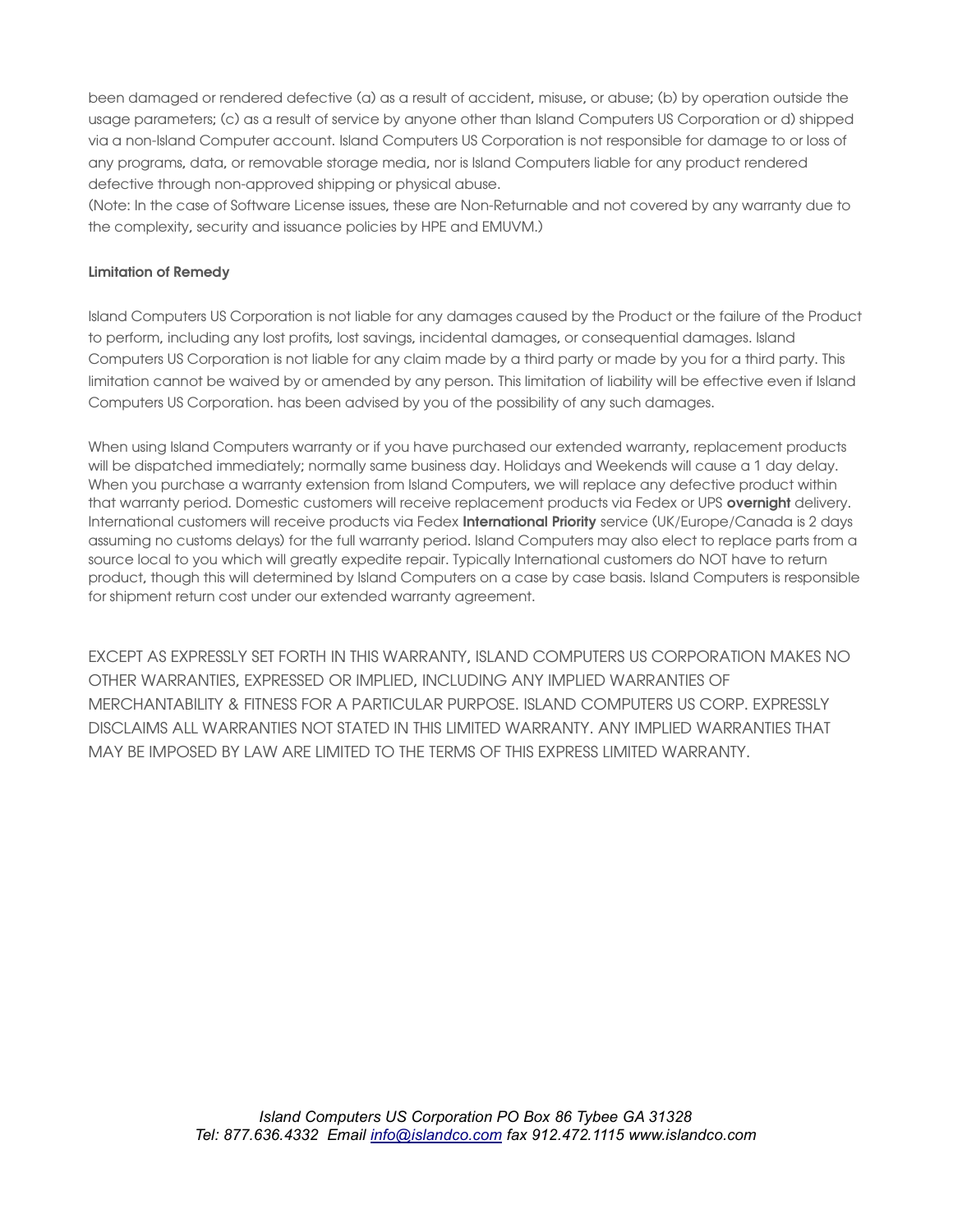been damaged or rendered defective (a) as a result of accident, misuse, or abuse; (b) by operation outside the usage parameters; (c) as a result of service by anyone other than Island Computers US Corporation or d) shipped via a non-Island Computer account. Island Computers US Corporation is not responsible for damage to or loss of any programs, data, or removable storage media, nor is Island Computers liable for any product rendered defective through non-approved shipping or physical abuse.
(Note: In the case of Software License issues, these are Non-Returnable and not covered by any warranty due to the complexity, security and issuance policies by HPE and EMUVM.)

**Limitation of Remedy**

Island Computers US Corporation is not liable for any damages caused by the Product or the failure of the Product to perform, including any lost profits, lost savings, incidental damages, or consequential damages. Island Computers US Corporation is not liable for any claim made by a third party or made by you for a third party. This limitation cannot be waived by or amended by any person. This limitation of liability will be effective even if Island Computers US Corporation. has been advised by you of the possibility of any such damages.

When using Island Computers warranty or if you have purchased our extended warranty, replacement products will be dispatched immediately; normally same business day. Holidays and Weekends will cause a 1 day delay. When you purchase a warranty extension from Island Computers, we will replace any defective product within that warranty period. Domestic customers will receive replacement products via Fedex or UPS **overnight** delivery. International customers will receive products via Fedex **International Priority** service (UK/Europe/Canada is 2 days assuming no customs delays) for the full warranty period. Island Computers may also elect to replace parts from a source local to you which will greatly expedite repair. Typically International customers do NOT have to return product, though this will determined by Island Computers on a case by case basis. Island Computers is responsible for shipment return cost under our extended warranty agreement.

EXCEPT AS EXPRESSLY SET FORTH IN THIS WARRANTY, ISLAND COMPUTERS US CORPORATION MAKES NO OTHER WARRANTIES, EXPRESSED OR IMPLIED, INCLUDING ANY IMPLIED WARRANTIES OF MERCHANTABILITY & FITNESS FOR A PARTICULAR PURPOSE. ISLAND COMPUTERS US CORP. EXPRESSLY DISCLAIMS ALL WARRANTIES NOT STATED IN THIS LIMITED WARRANTY. ANY IMPLIED WARRANTIES THAT MAY BE IMPOSED BY LAW ARE LIMITED TO THE TERMS OF THIS EXPRESS LIMITED WARRANTY.

*Island Computers US Corporation PO Box 86 Tybee GA 31328*
*Tel: 877.636.4332 Email info@islandco.com fax 912.472.1115 www.islandco.com*